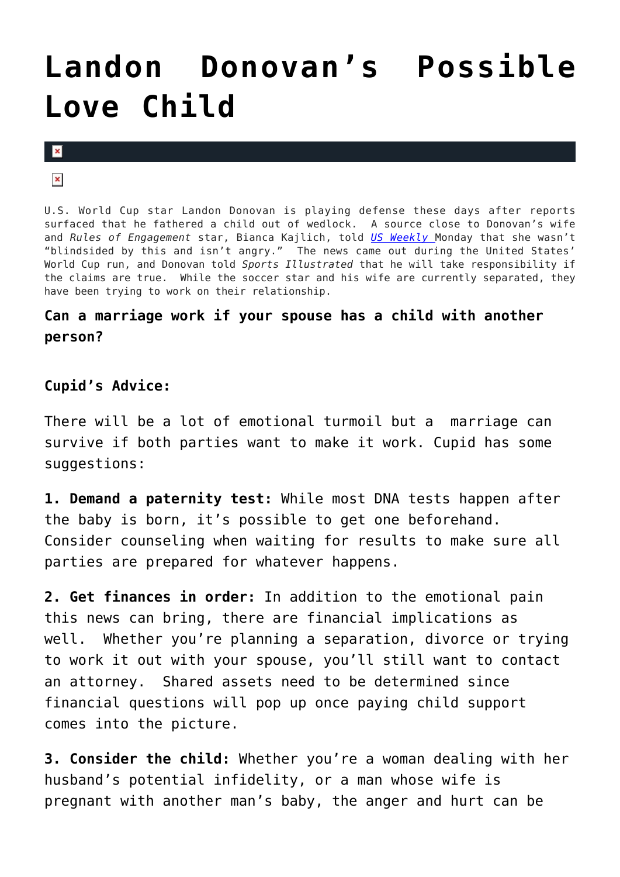# Landon Donovan's Possible Love Child

U.S. World Cup star Landon Donovan is playing defense these days after reports surfaced that he fathered a child out of wedlock. A source close to Donovan's wife and *Rules of Engagement* star, Bianca Kajlich, told [US Weekly](#) Monday that she wasn't "blindsided by this and isn't angry." The news came out during the United States' World Cup run, and Donovan told *Sports Illustrated* that he will take responsibility if the claims are true. While the soccer star and his wife are currently separated, they have been trying to work on their relationship.

**Can a marriage work if your spouse has a child with another person?**

**Cupid's Advice:**

There will be a lot of emotional turmoil but a marriage can survive if both parties want to make it work. Cupid has some suggestions:

**1. Demand a paternity test:** While most DNA tests happen after the baby is born, it's possible to get one beforehand. Consider counseling when waiting for results to make sure all parties are prepared for whatever happens.

**2. Get finances in order:** In addition to the emotional pain this news can bring, there are financial implications as well. Whether you're planning a separation, divorce or trying to work it out with your spouse, you'll still want to contact an attorney. Shared assets need to be determined since financial questions will pop up once paying child support comes into the picture.

**3. Consider the child:** Whether you're a woman dealing with her husband's potential infidelity, or a man whose wife is pregnant with another man's baby, the anger and hurt can be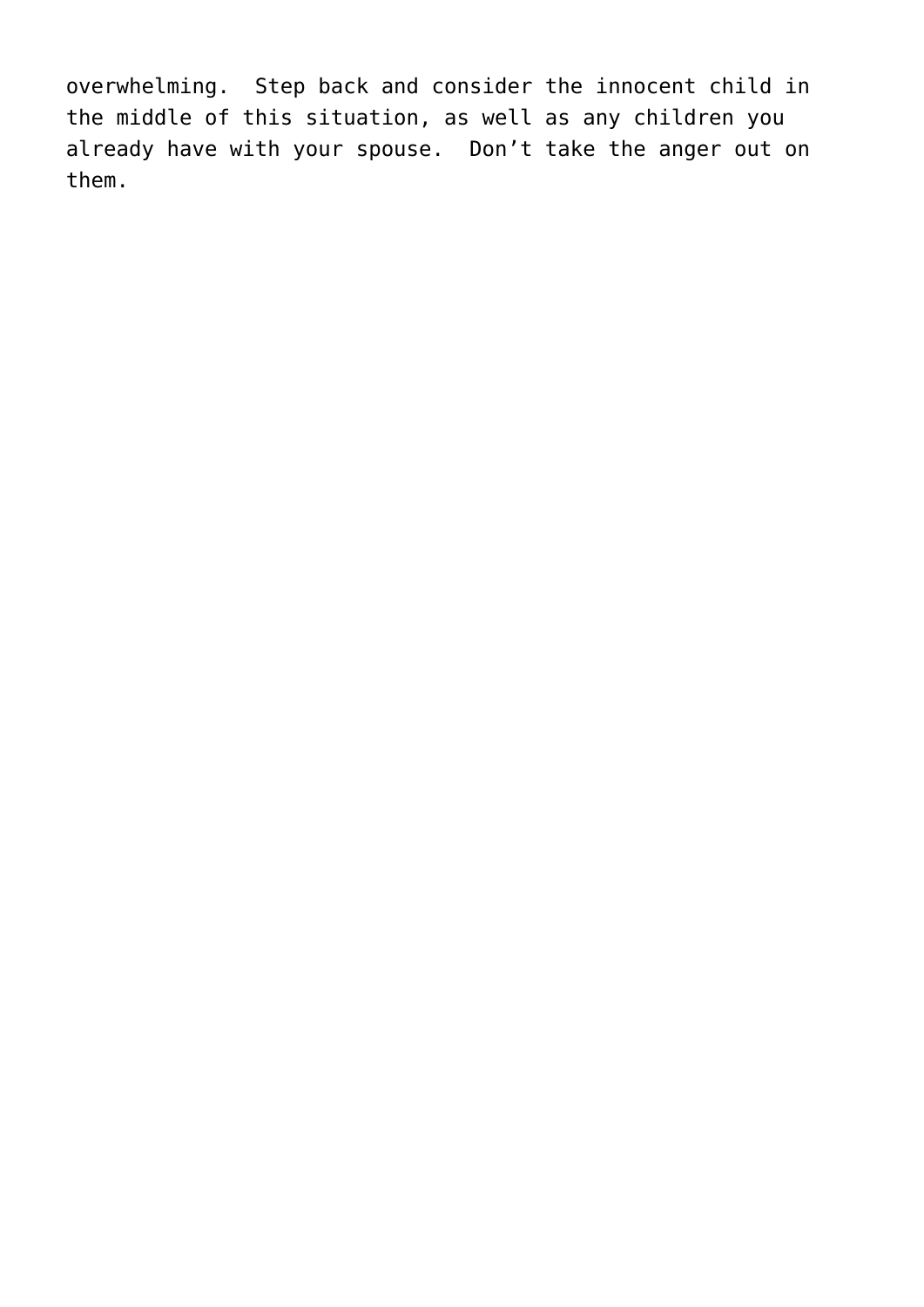overwhelming. Step back and consider the innocent child in the middle of this situation, as well as any children you already have with your spouse. Don't take the anger out on them.